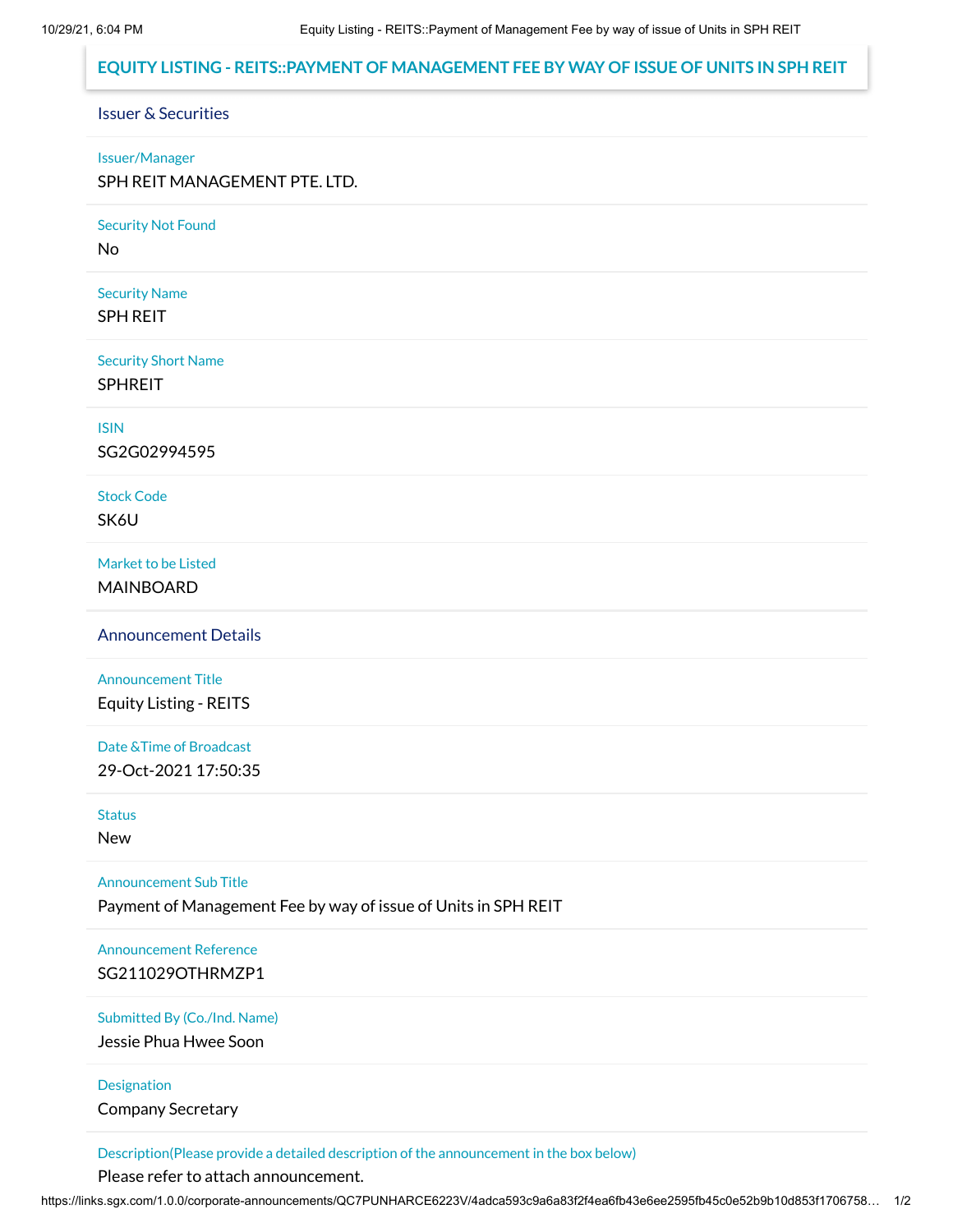# EQUITY LISTING - REITS::PAYMENT OF MANAGEMENT FEE BY WAY OF ISSUE OF UNITS IN SPH REIT

## Issuer & Securities

**Issuer/Manager**

SPH REIT MANAGEMENT PTE. LTD.

**Security Not Found**

No

**Security Name**

SPH REIT

**Security Short Name**

SPHREIT

**ISIN**

SG2G02994595

**Stock Code**

SK6U

**Market to be Listed**

MAINBOARD

## Announcement Details

**Announcement Title**

Equity Listing - REITS

**Date &Time of Broadcast**

29-Oct-2021 17:50:35

**Status**

New

**Announcement Sub Title**

Payment of Management Fee by way of issue of Units in SPH REIT

**Announcement Reference**

SG211029OTHRMZP1

**Submitted By (Co./Ind. Name)**

Jessie Phua Hwee Soon

**Designation**

Company Secretary

**Description(Please provide a detailed description of the announcement in the box below)**

Please refer to attach announcement.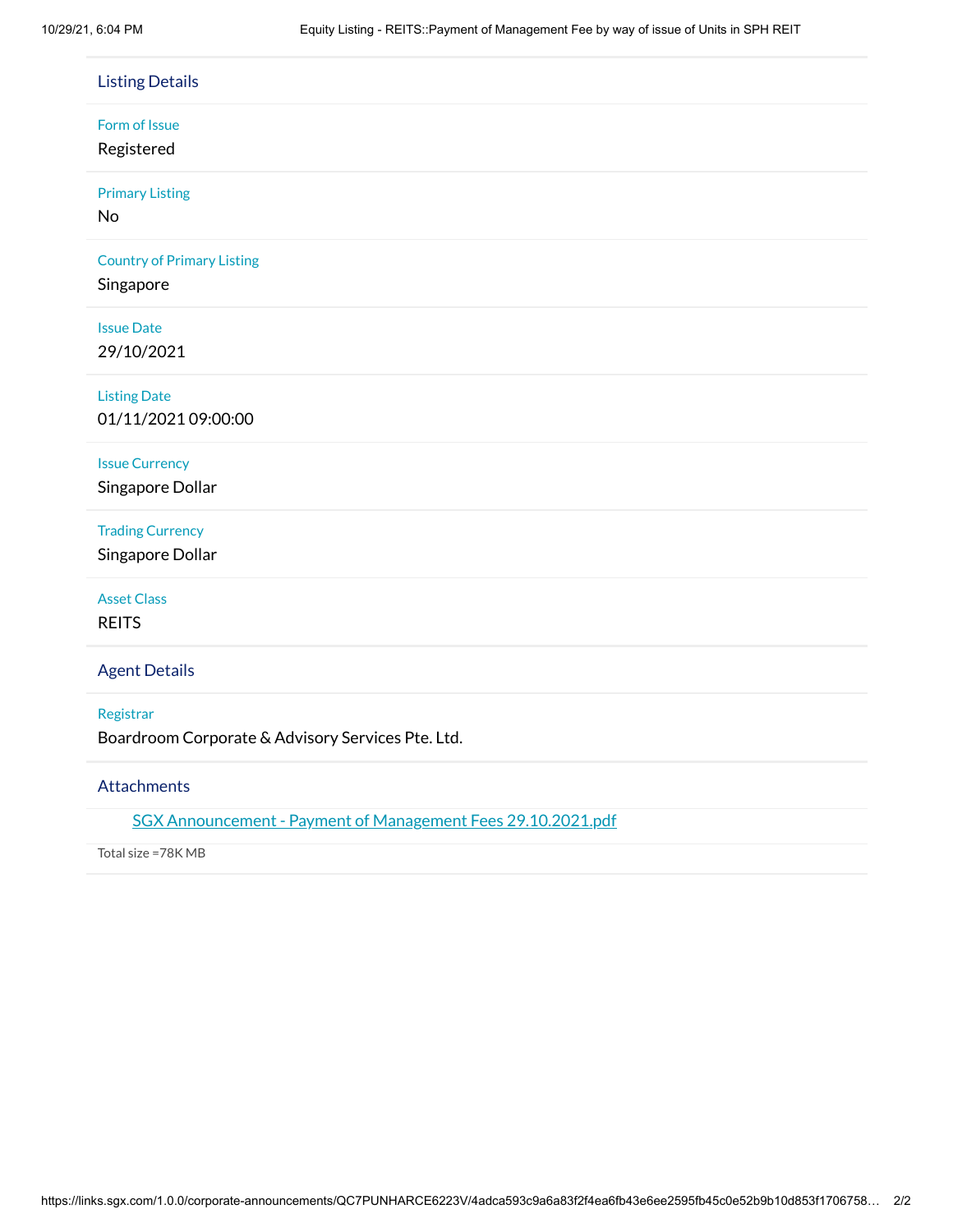## Listing Details

Form of Issue

Registered

Primary Listing

No

Country of Primary Listing

Singapore

Issue Date

29/10/2021

Listing Date

01/11/2021 09:00:00

Issue Currency

Singapore Dollar

Trading Currency

Singapore Dollar

Asset Class

REITS

## Agent Details

Registrar

Boardroom Corporate & Advisory Services Pte. Ltd.

## Attachments

SGX Announcement - Payment of Management Fees 29.10.2021.pdf

Total size =78K MB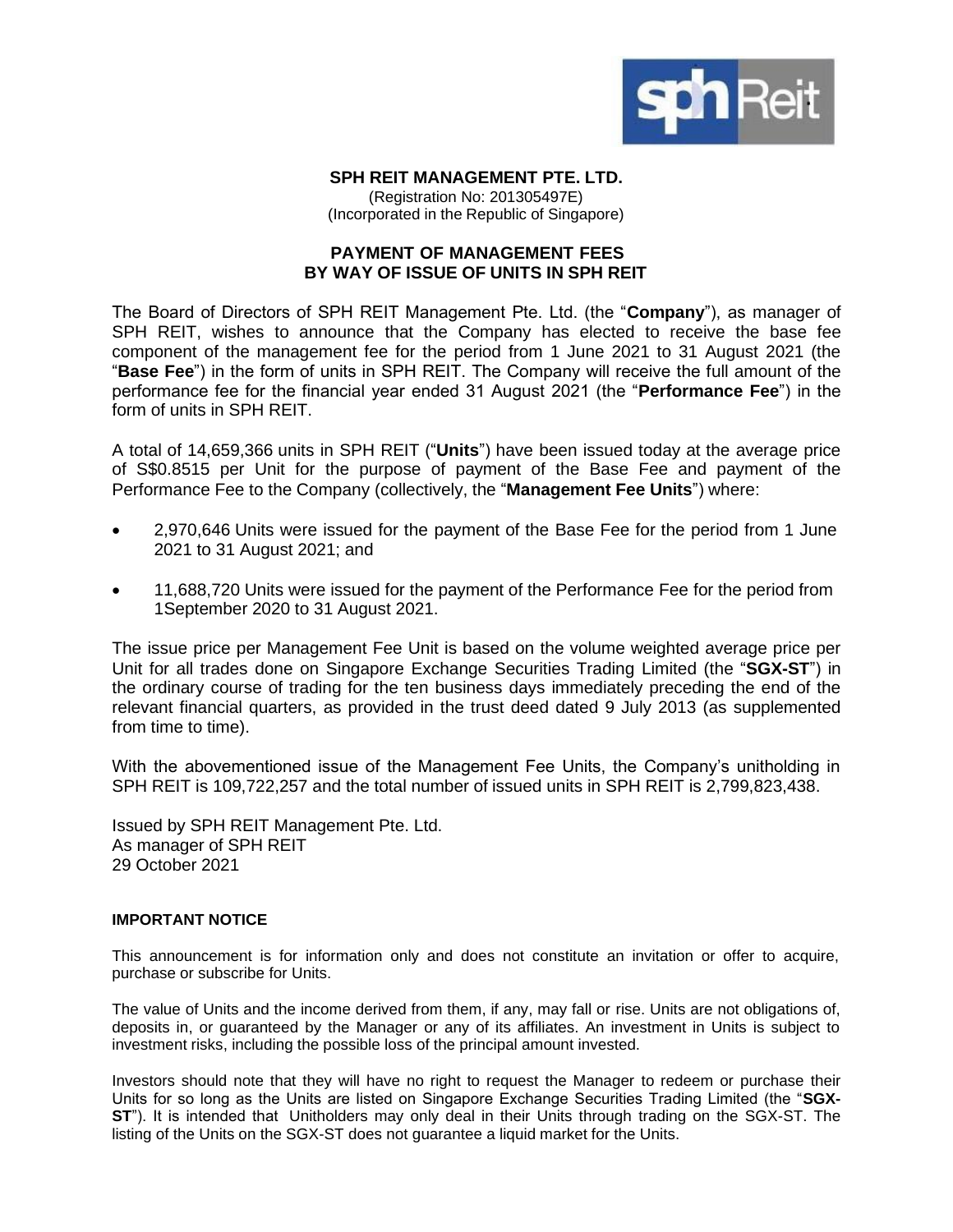**SPH REIT MANAGEMENT PTE. LTD.**
(Registration No: 201305497E)
(Incorporated in the Republic of Singapore)

# PAYMENT OF MANAGEMENT FEES BY WAY OF ISSUE OF UNITS IN SPH REIT

The Board of Directors of SPH REIT Management Pte. Ltd. (the "**Company**"), as manager of SPH REIT, wishes to announce that the Company has elected to receive the base fee component of the management fee for the period from 1 June 2021 to 31 August 2021 (the "**Base Fee**") in the form of units in SPH REIT. The Company will receive the full amount of the performance fee for the financial year ended 31 August 2021 (the "**Performance Fee**") in the form of units in SPH REIT.

A total of 14,659,366 units in SPH REIT ("**Units**") have been issued today at the average price of S$0.8515 per Unit for the purpose of payment of the Base Fee and payment of the Performance Fee to the Company (collectively, the "**Management Fee Units**") where:

- 2,970,646 Units were issued for the payment of the Base Fee for the period from 1 June 2021 to 31 August 2021; and
- 11,688,720 Units were issued for the payment of the Performance Fee for the period from 1September 2020 to 31 August 2021.

The issue price per Management Fee Unit is based on the volume weighted average price per Unit for all trades done on Singapore Exchange Securities Trading Limited (the "**SGX-ST**") in the ordinary course of trading for the ten business days immediately preceding the end of the relevant financial quarters, as provided in the trust deed dated 9 July 2013 (as supplemented from time to time).

With the abovementioned issue of the Management Fee Units, the Company's unitholding in SPH REIT is 109,722,257 and the total number of issued units in SPH REIT is 2,799,823,438.

Issued by SPH REIT Management Pte. Ltd.
As manager of SPH REIT
29 October 2021

**IMPORTANT NOTICE**

This announcement is for information only and does not constitute an invitation or offer to acquire, purchase or subscribe for Units.

The value of Units and the income derived from them, if any, may fall or rise. Units are not obligations of, deposits in, or guaranteed by the Manager or any of its affiliates. An investment in Units is subject to investment risks, including the possible loss of the principal amount invested.

Investors should note that they will have no right to request the Manager to redeem or purchase their Units for so long as the Units are listed on Singapore Exchange Securities Trading Limited (the "**SGX-ST**"). It is intended that Unitholders may only deal in their Units through trading on the SGX-ST. The listing of the Units on the SGX-ST does not guarantee a liquid market for the Units.